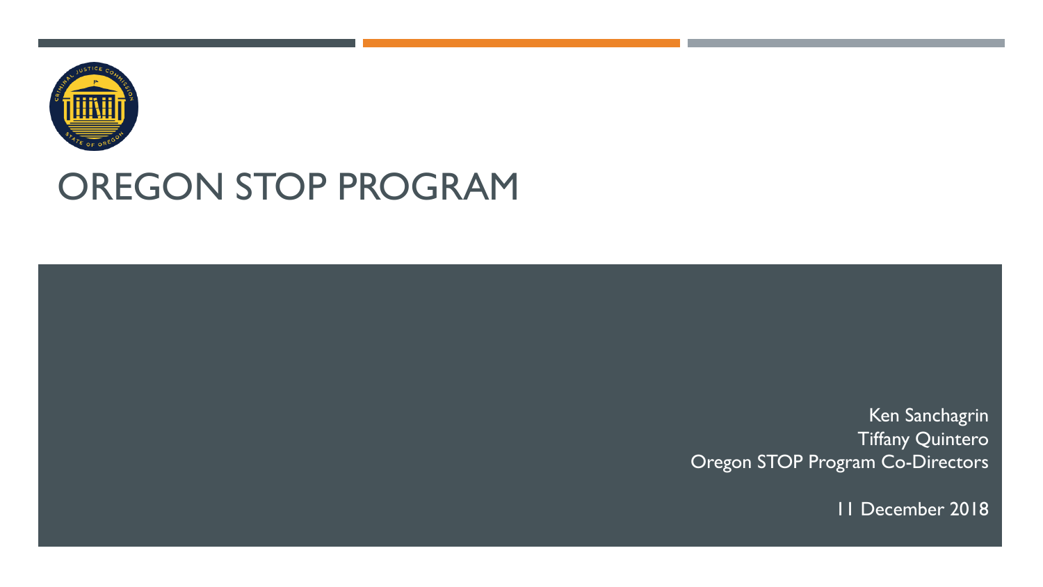# OREGON STOP PROGRAM

Ken Sanchagrin
Tiffany Quintero
Oregon STOP Program Co-Directors

11 December 2018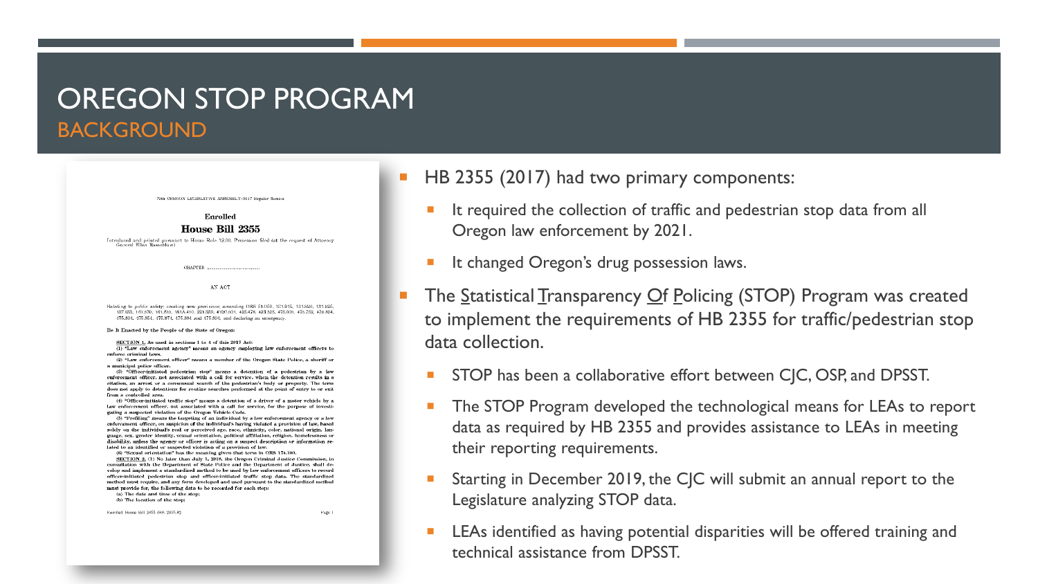# OREGON STOP PROGRAM
## BACKGROUND

79th OREGON LEGISLATIVE ASSEMBLY--2017 Regular Session

**Enrolled**

**House Bill 2355**

Introduced and printed pursuant to House Rule 12.00. Presession filed (at the request of Attorney General Ellen Rosenblum)

CHAPTER .................................

AN ACT

Relating to public safety; creating new provisions; amending ORS 51.050, 131.915, 131.920, 131.925, 137.633, 161.570, 161.610, 181A.410, 221.339, 419C.501, 423.478, 423.525, 475.005, 475.752, 475.824, 475.834, 475.854, 475.874, 475.884 and 475.894; and declaring an emergency.

Be It Enacted by the People of the State of Oregon:

**SECTION 1.** As used in sections 1 to 4 of this 2017 Act:

(1) "Law enforcement agency" means an agency employing law enforcement officers to enforce criminal laws.

(2) "Law enforcement officer" means a member of the Oregon State Police, a sheriff or a municipal police officer.

(3) "Officer-initiated pedestrian stop" means a detention of a pedestrian by a law enforcement officer, not associated with a call for service, when the detention results in a citation, an arrest or a consensual search of the pedestrian's body or property. The term does not apply to detentions for routine searches performed at the point of entry to or exit from a controlled area.

(4) "Officer-initiated traffic stop" means a detention of a driver of a motor vehicle by a law enforcement officer, not associated with a call for service, for the purpose of investigating a suspected violation of the Oregon Vehicle Code.

(5) "Profiling" means the targeting of an individual by a law enforcement agency or a law enforcement officer, on suspicion of the individual's having violated a provision of law, based solely on the individual's real or perceived age, race, ethnicity, color, national origin, language, sex, gender identity, sexual orientation, political affiliation, religion, homelessness or disability, unless the agency or officer is acting on a suspect description or information related to an identified or suspected violation of a provision of law.

(6) "Sexual orientation" has the meaning given that term in ORS 174.100.

**SECTION 2.** (1) No later than July 1, 2018, the Oregon Criminal Justice Commission, in consultation with the Department of State Police and the Department of Justice, shall develop and implement a standardized method to be used by law enforcement officers to record officer-initiated pedestrian stop and officer-initiated traffic stop data. The standardized method must require, and any form developed and used pursuant to the standardized method must provide for, the following data to be recorded for each stop:

(a) The date and time of the stop;

(b) The location of the stop;

Enrolled House Bill 2355 (HB 2355-B)

- HB 2355 (2017) had two primary components:
  - It required the collection of traffic and pedestrian stop data from all Oregon law enforcement by 2021.
  - It changed Oregon's drug possession laws.
- The Statistical Transparency Of Policing (STOP) Program was created to implement the requirements of HB 2355 for traffic/pedestrian stop data collection.
  - STOP has been a collaborative effort between CJC, OSP, and DPSST.
  - The STOP Program developed the technological means for LEAs to report data as required by HB 2355 and provides assistance to LEAs in meeting their reporting requirements.
  - Starting in December 2019, the CJC will submit an annual report to the Legislature analyzing STOP data.
  - LEAs identified as having potential disparities will be offered training and technical assistance from DPSST.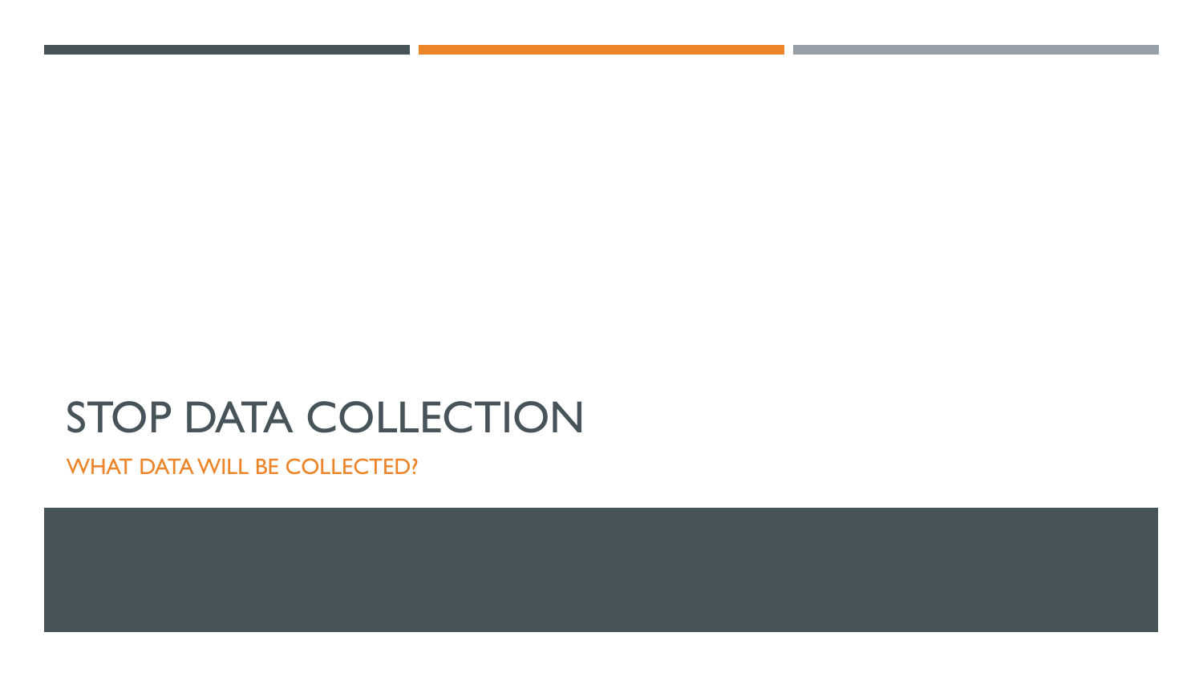# STOP DATA COLLECTION

## WHAT DATA WILL BE COLLECTED?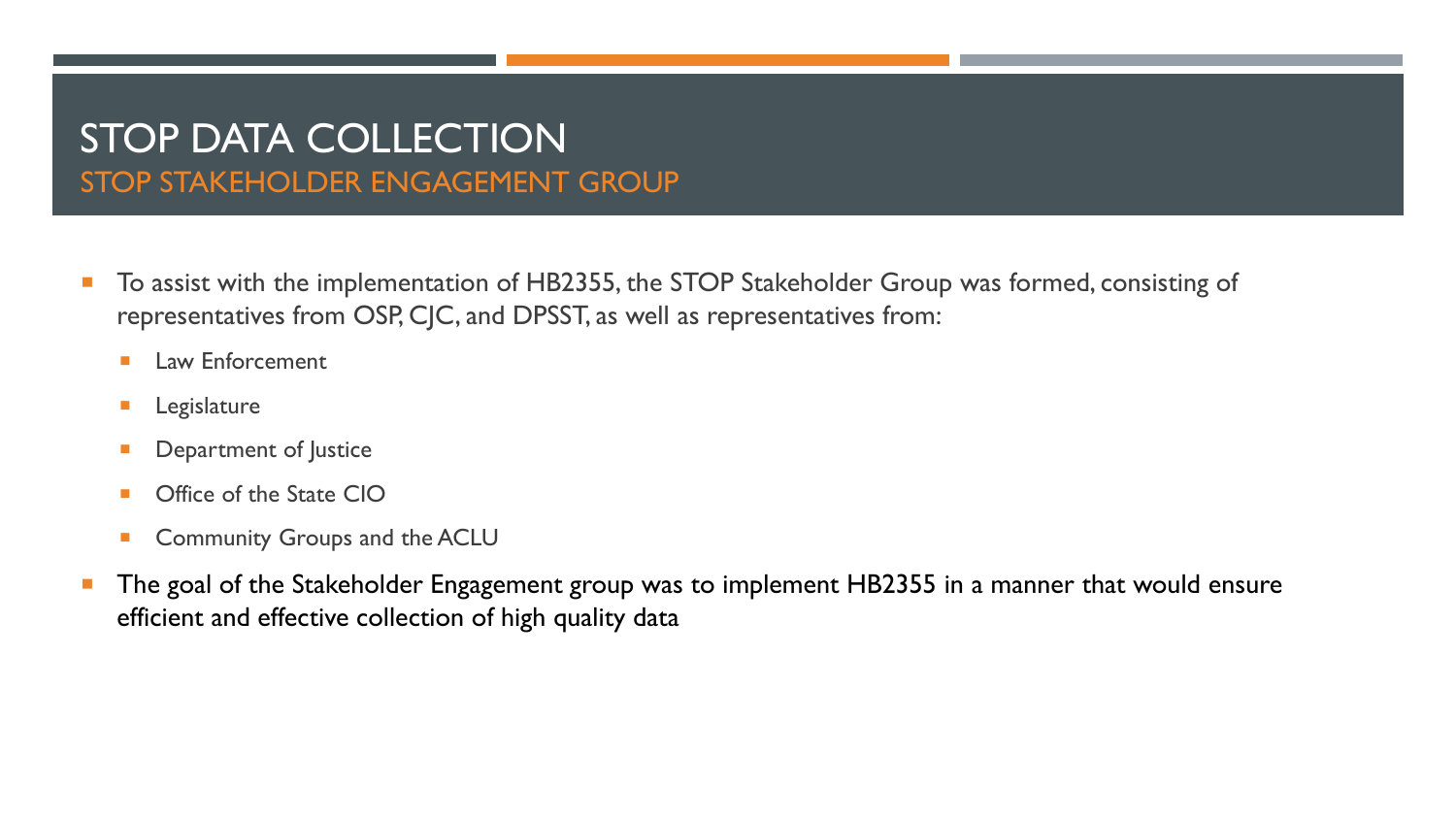# STOP DATA COLLECTION

## STOP STAKEHOLDER ENGAGEMENT GROUP

- To assist with the implementation of HB2355, the STOP Stakeholder Group was formed, consisting of representatives from OSP, CJC, and DPSST, as well as representatives from:
  - Law Enforcement
  - Legislature
  - Department of Justice
  - Office of the State CIO
  - Community Groups and the ACLU
- The goal of the Stakeholder Engagement group was to implement HB2355 in a manner that would ensure efficient and effective collection of high quality data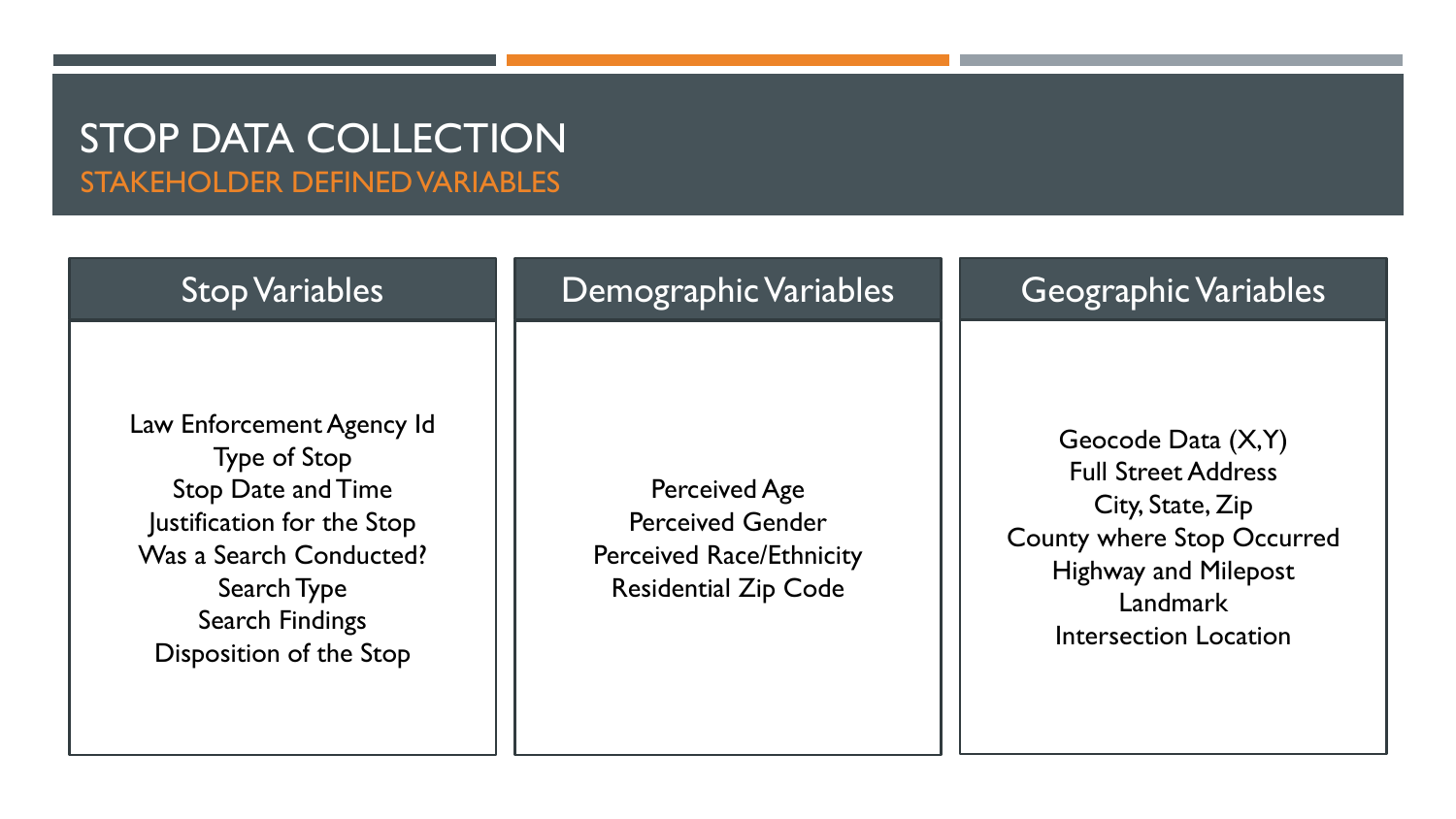# STOP DATA COLLECTION

## STAKEHOLDER DEFINED VARIABLES

### Stop Variables

- Law Enforcement Agency Id
- Type of Stop
- Stop Date and Time
- Justification for the Stop
- Was a Search Conducted?
- Search Type
- Search Findings
- Disposition of the Stop

### Demographic Variables

- Perceived Age
- Perceived Gender
- Perceived Race/Ethnicity
- Residential Zip Code

### Geographic Variables

- Geocode Data (X,Y)
- Full Street Address
- City, State, Zip
- County where Stop Occurred
- Highway and Milepost
- Landmark
- Intersection Location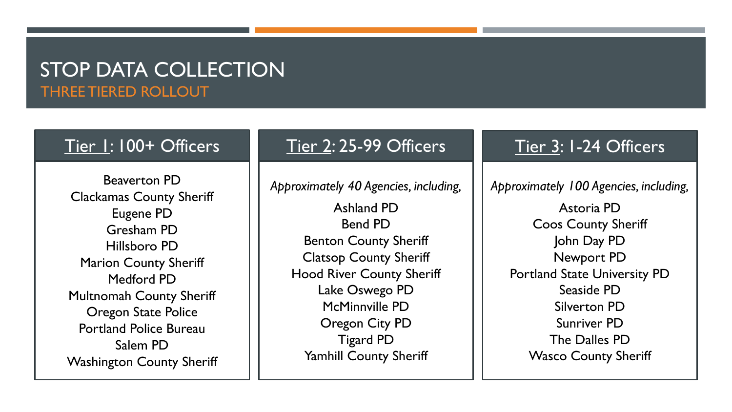# STOP DATA COLLECTION

## THREE TIERED ROLLOUT

### Tier 1: 100+ Officers

- Beaverton PD
- Clackamas County Sheriff
- Eugene PD
- Gresham PD
- Hillsboro PD
- Marion County Sheriff
- Medford PD
- Multnomah County Sheriff
- Oregon State Police
- Portland Police Bureau
- Salem PD
- Washington County Sheriff

### Tier 2: 25-99 Officers

*Approximately 40 Agencies, including,*

- Ashland PD
- Bend PD
- Benton County Sheriff
- Clatsop County Sheriff
- Hood River County Sheriff
- Lake Oswego PD
- McMinnville PD
- Oregon City PD
- Tigard PD
- Yamhill County Sheriff

### Tier 3: 1-24 Officers

*Approximately 100 Agencies, including,*

- Astoria PD
- Coos County Sheriff
- John Day PD
- Newport PD
- Portland State University PD
- Seaside PD
- Silverton PD
- Sunriver PD
- The Dalles PD
- Wasco County Sheriff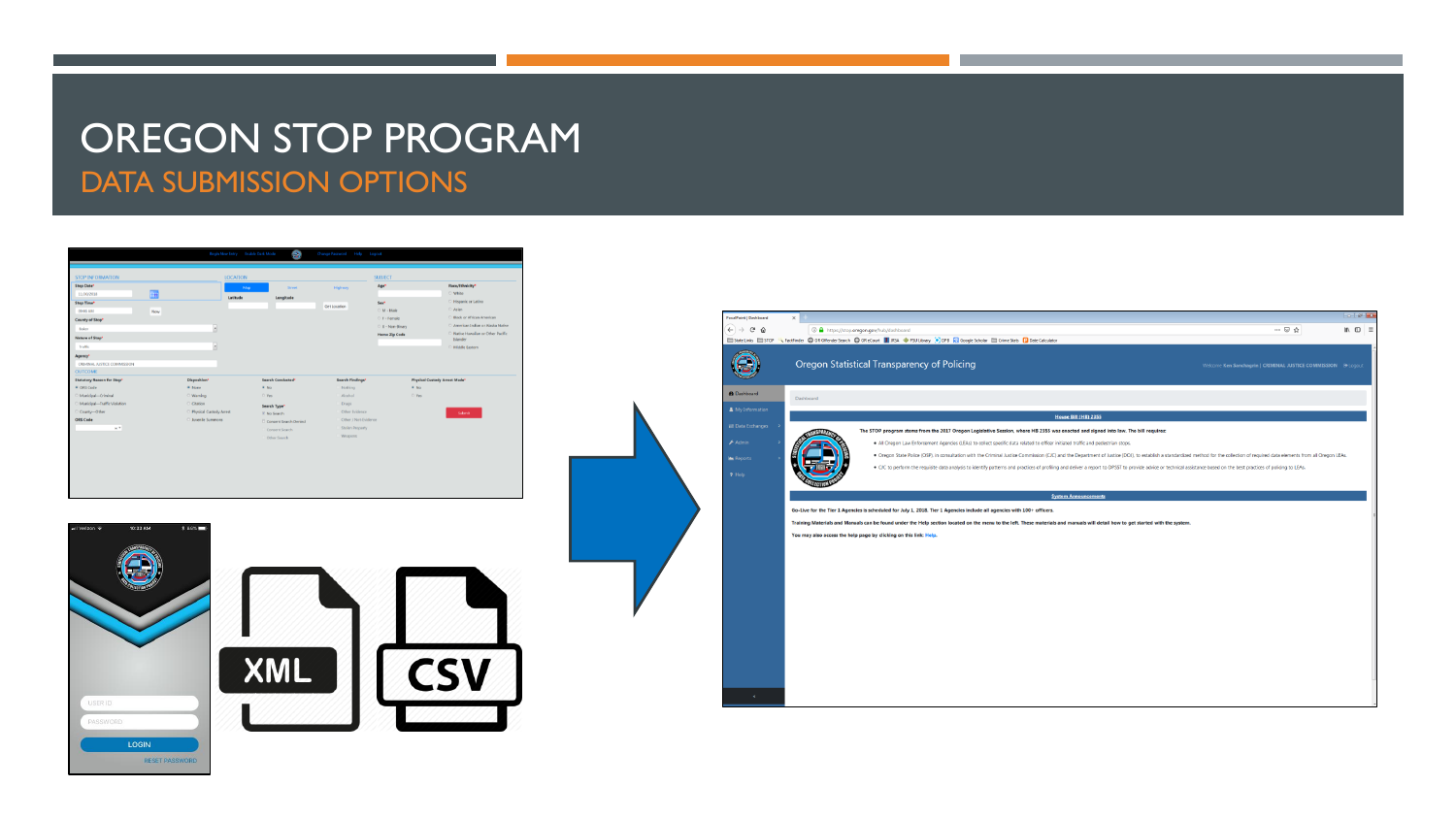# OREGON STOP PROGRAM

## DATA SUBMISSION OPTIONS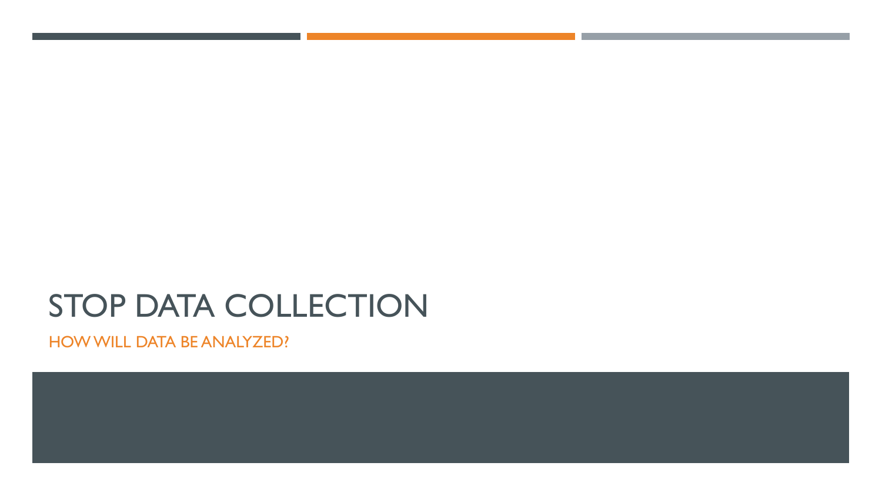# STOP DATA COLLECTION

## HOW WILL DATA BE ANALYZED?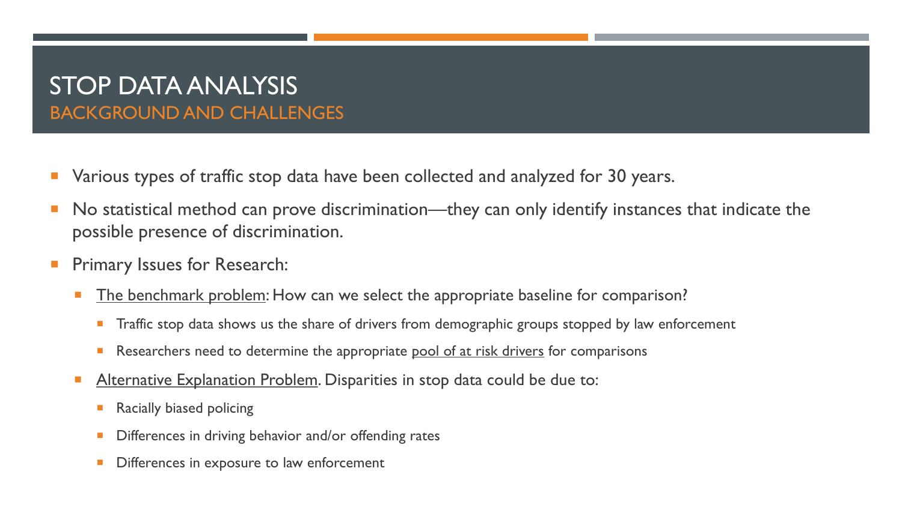# STOP DATA ANALYSIS
## BACKGROUND AND CHALLENGES

- Various types of traffic stop data have been collected and analyzed for 30 years.
- No statistical method can prove discrimination—they can only identify instances that indicate the possible presence of discrimination.
- Primary Issues for Research:
  - <u>The benchmark problem</u>: How can we select the appropriate baseline for comparison?
    - Traffic stop data shows us the share of drivers from demographic groups stopped by law enforcement
    - Researchers need to determine the appropriate <u>pool of at risk drivers</u> for comparisons
  - <u>Alternative Explanation Problem</u>. Disparities in stop data could be due to:
    - Racially biased policing
    - Differences in driving behavior and/or offending rates
    - Differences in exposure to law enforcement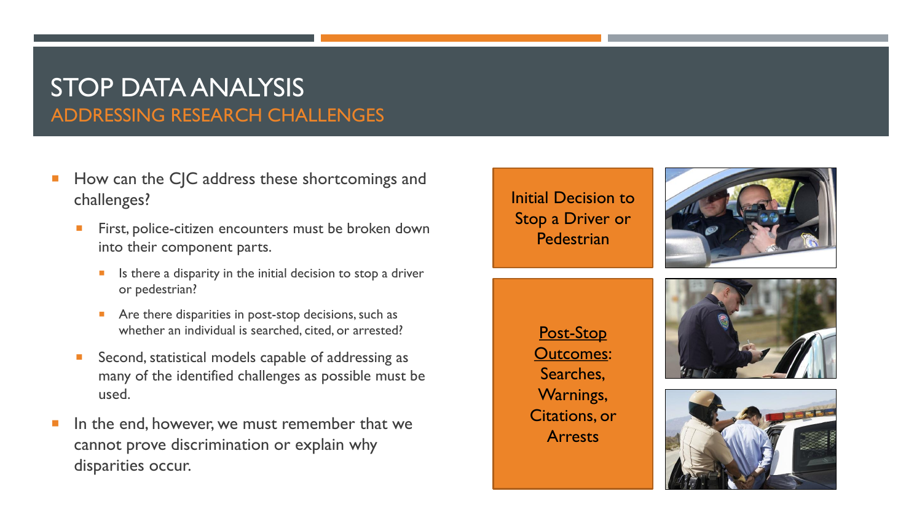# STOP DATA ANALYSIS

## ADDRESSING RESEARCH CHALLENGES

- How can the CJC address these shortcomings and challenges?
  - First, police-citizen encounters must be broken down into their component parts.
    - Is there a disparity in the initial decision to stop a driver or pedestrian?
    - Are there disparities in post-stop decisions, such as whether an individual is searched, cited, or arrested?
  - Second, statistical models capable of addressing as many of the identified challenges as possible must be used.
- In the end, however, we must remember that we cannot prove discrimination or explain why disparities occur.

Initial Decision to Stop a Driver or Pedestrian

Post-Stop Outcomes: Searches, Warnings, Citations, or Arrests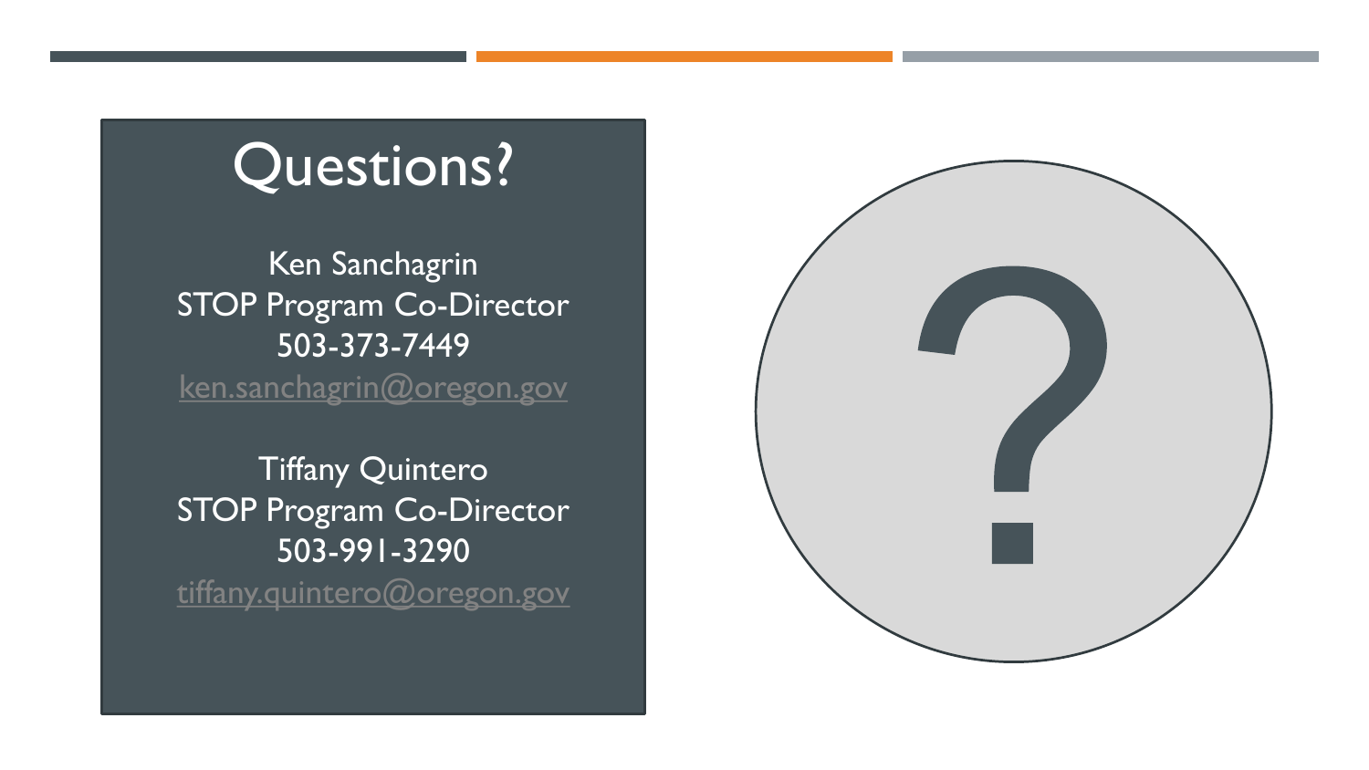# Questions?

Ken Sanchagrin
STOP Program Co-Director
503-373-7449
ken.sanchagrin@oregon.gov

Tiffany Quintero
STOP Program Co-Director
503-991-3290
tiffany.quintero@oregon.gov